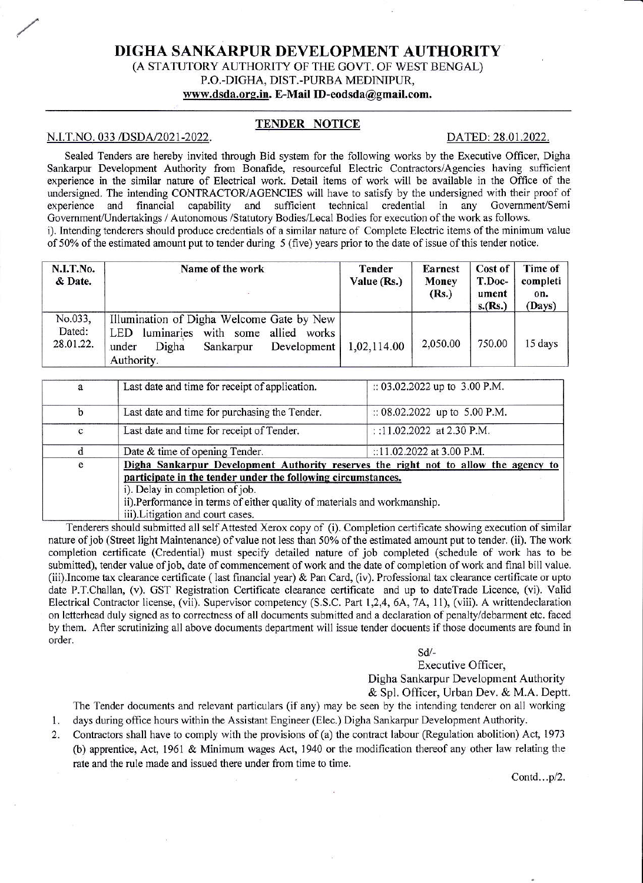# DIGHA SANKARPUR DEVELOPMENT AUTHORITY

(A STATUTORY AUTHORITY OF THE GOVT. OF WEST BENGAL)
P.O.-DIGHA, DIST.-PURBA MEDINIPUR,
**www.dsda.org.in. E-Mail ID-eodsda@gmail.com.**

## TENDER NOTICE

N.I.T.NO. 033 /DSDA/2021-2022. DATED: 28.01.2022.

Sealed Tenders are hereby invited through Bid system for the following works by the Executive Officer, Digha Sankarpur Development Authority from Bonafide, resourceful Electric Contractors/Agencies having sufficient experience in the similar nature of Electrical work. Detail items of work will be available in the Office of the undersigned. The intending CONTRACTOR/AGENCIES will have to satisfy by the undersigned with their proof of experience and financial capability and sufficient technical credential in any Government/Semi Government/Undertakings / Autonomous /Statutory Bodies/Local Bodies for execution of the work as follows.

i). Intending tenderers should produce credentials of a similar nature of Complete Electric items of the minimum value of 50% of the estimated amount put to tender during 5 (five) years prior to the date of issue of this tender notice.

| N.I.T.No. & Date. | Name of the work | Tender Value (Rs.) | Earnest Money (Rs.) | Cost of T.Doc-uments.(Rs.) | Time of completion. (Days) |
|---|---|---|---|---|---|
| No.033, Dated: 28.01.22. | Illumination of Digha Welcome Gate by New LED luminaries with some allied works under Digha Sankarpur Development Authority. | 1,02,114.00 | 2,050.00 | 750.00 | 15 days |

| | | |
|---|---|---|
| a | Last date and time for receipt of application. | :: 03.02.2022 up to 3.00 P.M. |
| b | Last date and time for purchasing the Tender. | :: 08.02.2022 up to 5.00 P.M. |
| c | Last date and time for receipt of Tender. | : :11.02.2022 at 2.30 P.M. |
| d | Date & time of opening Tender. | ::11.02.2022 at 3.00 P.M. |
| e | **Digha Sankarpur Development Authority reserves the right not to allow the agency to participate in the tender under the following circumstances.** i). Delay in completion of job. ii).Performance in terms of either quality of materials and workmanship. iii).Litigation and court cases. | |

Tenderers should submitted all self Attested Xerox copy of (i). Completion certificate showing execution of similar nature of job (Street light Maintenance) of value not less than 50% of the estimated amount put to tender. (ii). The work completion certificate (Credential) must specify detailed nature of job completed (schedule of work has to be submitted), tender value of job, date of commencement of work and the date of completion of work and final bill value. (iii).Income tax clearance certificate ( last financial year) & Pan Card, (iv). Professional tax clearance certificate or upto date P.T.Challan, (v). GST Registration Certificate clearance certificate and up to dateTrade Licence, (vi). Valid Electrical Contractor license, (vii). Supervisor competency (S.S.C. Part 1,2,4, 6A, 7A, 11), (viii). A writtendeclaration on letterhead duly signed as to correctness of all documents submitted and a declaration of penalty/debarment etc. faced by them. After scrutinizing all above documents department will issue tender docuents if those documents are found in order.

Sd/-
Executive Officer,
Digha Sankarpur Development Authority
& Spl. Officer, Urban Dev. & M.A. Deptt.

1. The Tender documents and relevant particulars (if any) may be seen by the intending tenderer on all working days during office hours within the Assistant Engineer (Elec.) Digha Sankarpur Development Authority.
2. Contractors shall have to comply with the provisions of (a) the contract labour (Regulation abolition) Act, 1973 (b) apprentice, Act, 1961 & Minimum wages Act, 1940 or the modification thereof any other law relating the rate and the rule made and issued there under from time to time.

Contd...p/2.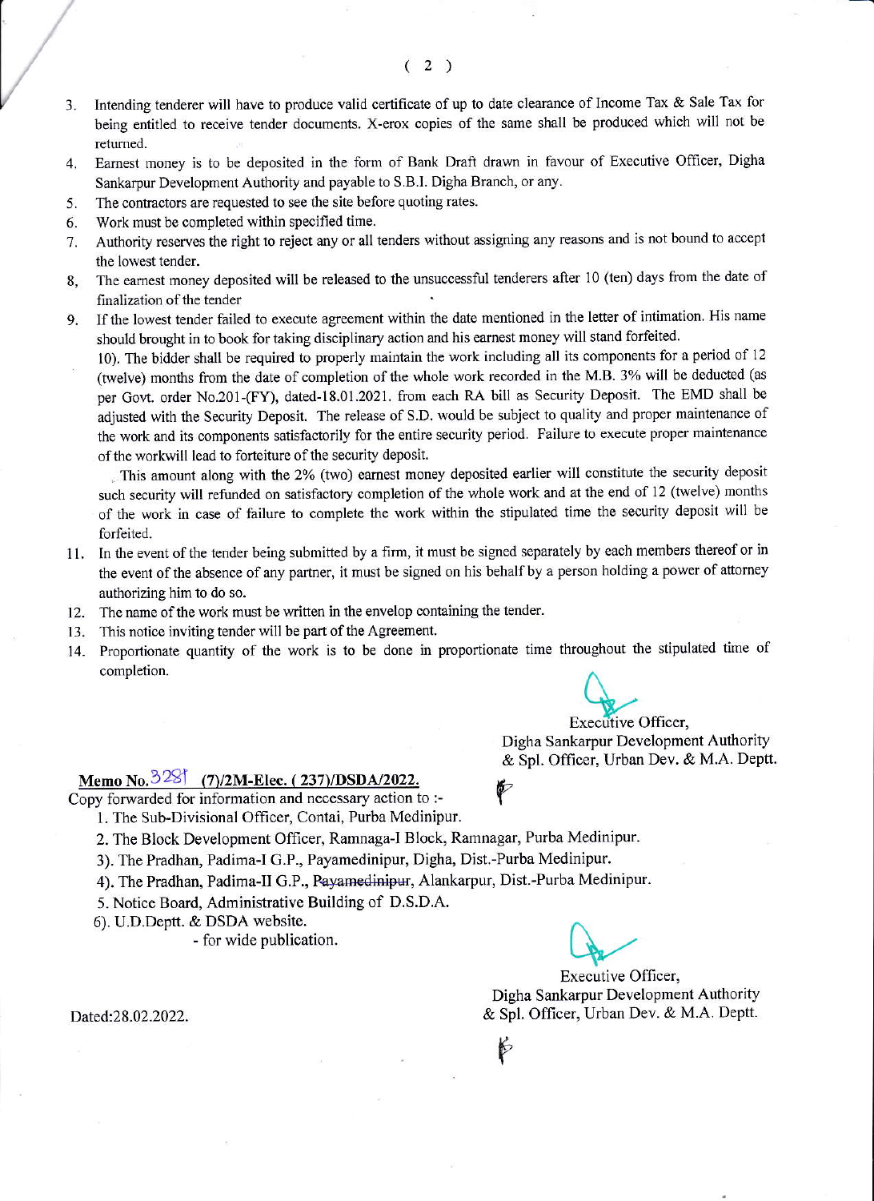3. Intending tenderer will have to produce valid certificate of up to date clearance of Income Tax & Sale Tax for being entitled to receive tender documents. X-erox copies of the same shall be produced which will not be returned.
4. Earnest money is to be deposited in the form of Bank Draft drawn in favour of Executive Officer, Digha Sankarpur Development Authority and payable to S.B.I. Digha Branch, or any.
5. The contractors are requested to see the site before quoting rates.
6. Work must be completed within specified time.
7. Authority reserves the right to reject any or all tenders without assigning any reasons and is not bound to accept the lowest tender.
8. The earnest money deposited will be released to the unsuccessful tenderers after 10 (ten) days from the date of finalization of the tender
9. If the lowest tender failed to execute agreement within the date mentioned in the letter of intimation. His name should brought in to book for taking disciplinary action and his earnest money will stand forfeited.

   10). The bidder shall be required to properly maintain the work including all its components for a period of 12 (twelve) months from the date of completion of the whole work recorded in the M.B. 3% will be deducted (as per Govt. order No.201-(FY), dated-18.01.2021. from each RA bill as Security Deposit. The EMD shall be adjusted with the Security Deposit. The release of S.D. would be subject to quality and proper maintenance of the work and its components satisfactorily for the entire security period. Failure to execute proper maintenance of the workwill lead to forteiture of the security deposit.

   This amount along with the 2% (two) earnest money deposited earlier will constitute the security deposit such security will refunded on satisfactory completion of the whole work and at the end of 12 (twelve) months of the work in case of failure to complete the work within the stipulated time the security deposit will be forfeited.
11. In the event of the tender being submitted by a firm, it must be signed separately by each members thereof or in the event of the absence of any partner, it must be signed on his behalf by a person holding a power of attorney authorizing him to do so.
12. The name of the work must be written in the envelop containing the tender.
13. This notice inviting tender will be part of the Agreement.
14. Proportionate quantity of the work is to be done in proportionate time throughout the stipulated time of completion.

Executive Officer,
Digha Sankarpur Development Authority
& Spl. Officer, Urban Dev. & M.A. Deptt.

**Memo No. 3281 (7)/2M-Elec. ( 237)/DSDA/2022.**

Copy forwarded for information and necessary action to :-

1. The Sub-Divisional Officer, Contai, Purba Medinipur.
2. The Block Development Officer, Ramnaga-I Block, Ramnagar, Purba Medinipur.
3. The Pradhan, Padima-I G.P., Payamedinipur, Digha, Dist.-Purba Medinipur.
4. The Pradhan, Padima-II G.P., ~~Payamedinipur~~, Alankarpur, Dist.-Purba Medinipur.
5. Notice Board, Administrative Building of D.S.D.A.
6. U.D.Deptt. & DSDA website.

- for wide publication.

Executive Officer,
Digha Sankarpur Development Authority
& Spl. Officer, Urban Dev. & M.A. Deptt.

Dated:28.02.2022.